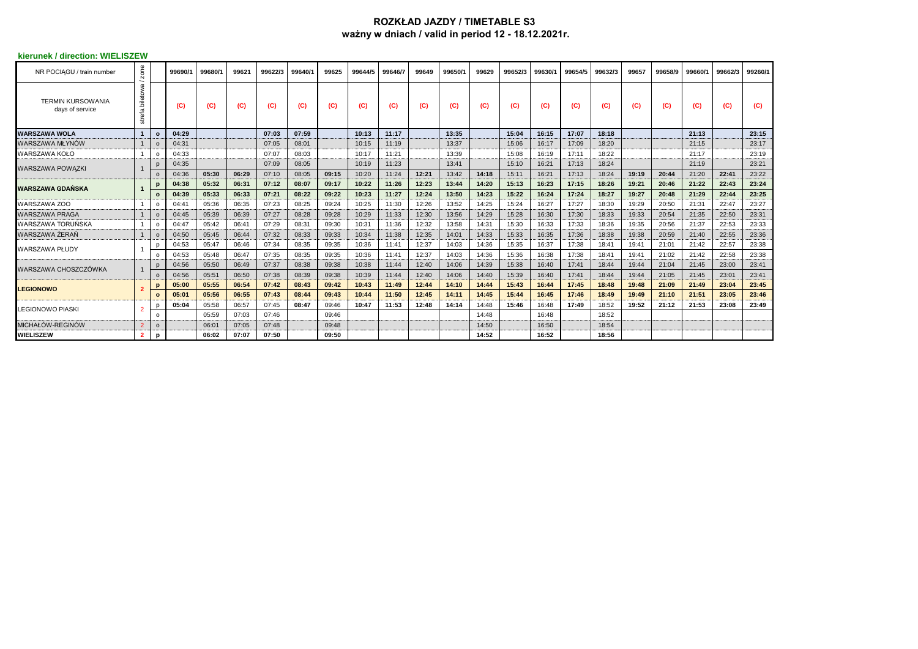# ROZKŁAD JAZDY / TIMETABLE S3
## ważny w dniach / valid in period 12 - 18.12.2021r.

**kierunek / direction: WIELISZEW**

| NR POCIĄGU / train number | strefa biletowa / zone | | 99690/1 | 99680/1 | 99621 | 99622/3 | 99640/1 | 99625 | 99644/5 | 99646/7 | 99649 | 99650/1 | 99629 | 99652/3 | 99630/1 | 99654/5 | 99632/3 | 99657 | 99658/9 | 99660/1 | 99662/3 | 99260/1 |
|---|---|---|---|---|---|---|---|---|---|---|---|---|---|---|---|---|---|---|---|---|---|---|
| TERMIN KURSOWANIA days of service | | | (C) | (C) | (C) | (C) | (C) | (C) | (C) | (C) | (C) | (C) | (C) | (C) | (C) | (C) | (C) | (C) | (C) | (C) | (C) | (C) |
| **WARSZAWA WOLA** | 1 | o | 04:29 | | | 07:03 | 07:59 | | 10:13 | 11:17 | | 13:35 | | 15:04 | 16:15 | 17:07 | 18:18 | | | 21:13 | | 23:15 |
| WARSZAWA MŁYNÓW | 1 | o | 04:31 | | | 07:05 | 08:01 | | 10:15 | 11:19 | | 13:37 | | 15:06 | 16:17 | 17:09 | 18:20 | | | 21:15 | | 23:17 |
| WARSZAWA KOŁO | 1 | o | 04:33 | | | 07:07 | 08:03 | | 10:17 | 11:21 | | 13:39 | | 15:08 | 16:19 | 17:11 | 18:22 | | | 21:17 | | 23:19 |
| WARSZAWA POWĄZKI | 1 | p | 04:35 | | | 07:09 | 08:05 | | 10:19 | 11:23 | | 13:41 | | 15:10 | 16:21 | 17:13 | 18:24 | | | 21:19 | | 23:21 |
| | | o | 04:36 | 05:30 | 06:29 | 07:10 | 08:05 | 09:15 | 10:20 | 11:24 | 12:21 | 13:42 | 14:18 | 15:11 | 16:21 | 17:13 | 18:24 | 19:19 | 20:44 | 21:20 | 22:41 | 23:22 |
| **WARSZAWA GDAŃSKA** | 1 | p | 04:38 | 05:32 | 06:31 | 07:12 | 08:07 | 09:17 | 10:22 | 11:26 | 12:23 | 13:44 | 14:20 | 15:13 | 16:23 | 17:15 | 18:26 | 19:21 | 20:46 | 21:22 | 22:43 | 23:24 |
| | | o | 04:39 | 05:33 | 06:33 | 07:21 | 08:22 | 09:22 | 10:23 | 11:27 | 12:24 | 13:50 | 14:23 | 15:22 | 16:24 | 17:24 | 18:27 | 19:27 | 20:48 | 21:29 | 22:44 | 23:25 |
| WARSZAWA ZOO | 1 | o | 04:41 | 05:36 | 06:35 | 07:23 | 08:25 | 09:24 | 10:25 | 11:30 | 12:26 | 13:52 | 14:25 | 15:24 | 16:27 | 17:27 | 18:30 | 19:29 | 20:50 | 21:31 | 22:47 | 23:27 |
| WARSZAWA PRAGA | 1 | o | 04:45 | 05:39 | 06:39 | 07:27 | 08:28 | 09:28 | 10:29 | 11:33 | 12:30 | 13:56 | 14:29 | 15:28 | 16:30 | 17:30 | 18:33 | 19:33 | 20:54 | 21:35 | 22:50 | 23:31 |
| WARSZAWA TORUŃSKA | 1 | o | 04:47 | 05:42 | 06:41 | 07:29 | 08:31 | 09:30 | 10:31 | 11:36 | 12:32 | 13:58 | 14:31 | 15:30 | 16:33 | 17:33 | 18:36 | 19:35 | 20:56 | 21:37 | 22:53 | 23:33 |
| WARSZAWA ŻERAŃ | 1 | o | 04:50 | 05:45 | 06:44 | 07:32 | 08:33 | 09:33 | 10:34 | 11:38 | 12:35 | 14:01 | 14:33 | 15:33 | 16:35 | 17:36 | 18:38 | 19:38 | 20:59 | 21:40 | 22:55 | 23:36 |
| WARSZAWA PŁUDY | 1 | p | 04:53 | 05:47 | 06:46 | 07:34 | 08:35 | 09:35 | 10:36 | 11:41 | 12:37 | 14:03 | 14:36 | 15:35 | 16:37 | 17:38 | 18:41 | 19:41 | 21:01 | 21:42 | 22:57 | 23:38 |
| | | o | 04:53 | 05:48 | 06:47 | 07:35 | 08:35 | 09:35 | 10:36 | 11:41 | 12:37 | 14:03 | 14:36 | 15:36 | 16:38 | 17:38 | 18:41 | 19:41 | 21:02 | 21:42 | 22:58 | 23:38 |
| WARSZAWA CHOSZCZÓWKA | 1 | p | 04:56 | 05:50 | 06:49 | 07:37 | 08:38 | 09:38 | 10:38 | 11:44 | 12:40 | 14:06 | 14:39 | 15:38 | 16:40 | 17:41 | 18:44 | 19:44 | 21:04 | 21:45 | 23:00 | 23:41 |
| | | o | 04:56 | 05:51 | 06:50 | 07:38 | 08:39 | 09:38 | 10:39 | 11:44 | 12:40 | 14:06 | 14:40 | 15:39 | 16:40 | 17:41 | 18:44 | 19:44 | 21:05 | 21:45 | 23:01 | 23:41 |
| **LEGIONOWO** | 2 | p | 05:00 | 05:55 | 06:54 | 07:42 | 08:43 | 09:42 | 10:43 | 11:49 | 12:44 | 14:10 | 14:44 | 15:43 | 16:44 | 17:45 | 18:48 | 19:48 | 21:09 | 21:49 | 23:04 | 23:45 |
| | | o | 05:01 | 05:56 | 06:55 | 07:43 | 08:44 | 09:43 | 10:44 | 11:50 | 12:45 | 14:11 | 14:45 | 15:44 | 16:45 | 17:46 | 18:49 | 19:49 | 21:10 | 21:51 | 23:05 | 23:46 |
| LEGIONOWO PIASKI | 2 | p | 05:04 | 05:58 | 06:57 | 07:45 | 08:47 | 09:46 | 10:47 | 11:53 | 12:48 | 14:14 | 14:48 | 15:46 | 16:48 | 17:49 | 18:52 | 19:52 | 21:12 | 21:53 | 23:08 | 23:49 |
| | | o | | 05:59 | 07:03 | 07:46 | | 09:46 | | | | | 14:48 | | 16:48 | | 18:52 | | | | | |
| MICHAŁÓW-REGINÓW | 2 | o | | 06:01 | 07:05 | 07:48 | | 09:48 | | | | | 14:50 | | 16:50 | | 18:54 | | | | | |
| **WIELISZEW** | 2 | p | | 06:02 | 07:07 | 07:50 | | 09:50 | | | | | 14:52 | | 16:52 | | 18:56 | | | | | |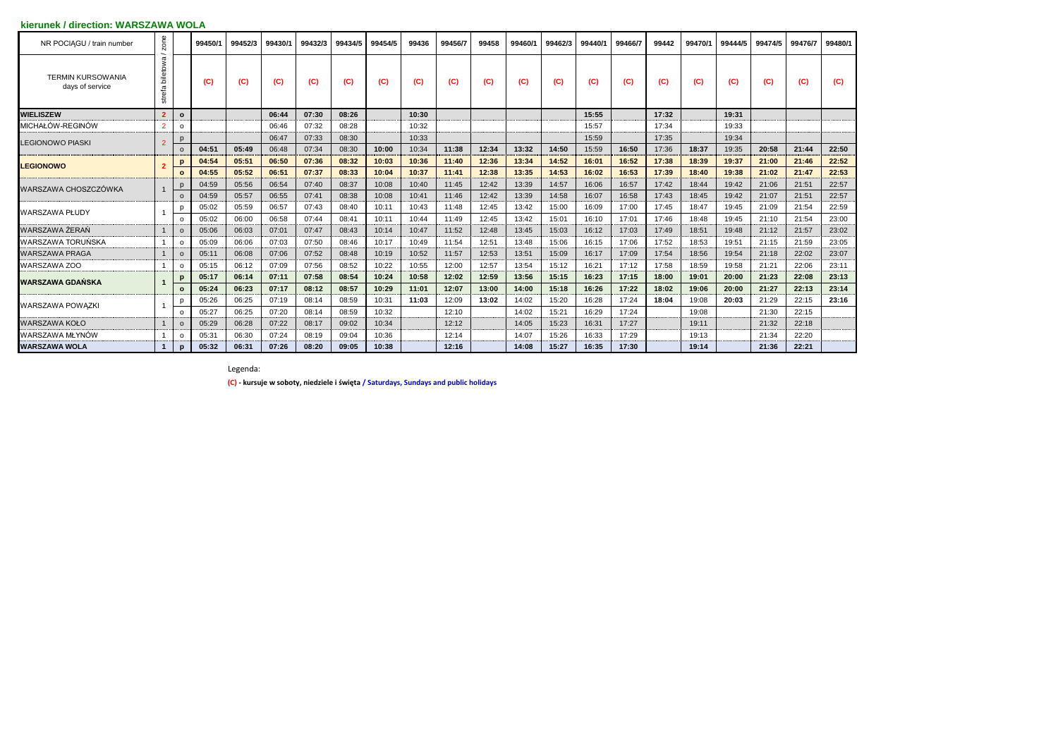**kierunek / direction: WARSZAWA WOLA**

| NR POCIĄGU / train number | strefa biletowa / zone | | 99450/1 | 99452/3 | 99430/1 | 99432/3 | 99434/5 | 99454/5 | 99436 | 99456/7 | 99458 | 99460/1 | 99462/3 | 99440/1 | 99466/7 | 99442 | 99470/1 | 99444/5 | 99474/5 | 99476/7 | 99480/1 |
|---|---|---|---|---|---|---|---|---|---|---|---|---|---|---|---|---|---|---|---|---|---|
| TERMIN KURSOWANIA days of service | | | (C) | (C) | (C) | (C) | (C) | (C) | (C) | (C) | (C) | (C) | (C) | (C) | (C) | (C) | (C) | (C) | (C) | (C) | (C) |
| **WIELISZEW** | 2 | o | | | 06:44 | 07:30 | 08:26 | | 10:30 | | | | | 15:55 | | 17:32 | | 19:31 | | | |
| MICHAŁÓW-REGINÓW | 2 | o | | | 06:46 | 07:32 | 08:28 | | 10:32 | | | | | 15:57 | | 17:34 | | 19:33 | | | |
| LEGIONOWO PIASKI | 2 | p | | | 06:47 | 07:33 | 08:30 | | 10:33 | | | | | 15:59 | | 17:35 | | 19:34 | | | |
| | | o | 04:51 | 05:49 | 06:48 | 07:34 | 08:30 | 10:00 | 10:34 | 11:38 | 12:34 | 13:32 | 14:50 | 15:59 | 16:50 | 17:36 | 18:37 | 19:35 | 20:58 | 21:44 | 22:50 |
| **LEGIONOWO** | 2 | p | 04:54 | 05:51 | 06:50 | 07:36 | 08:32 | 10:03 | 10:36 | 11:40 | 12:36 | 13:34 | 14:52 | 16:01 | 16:52 | 17:38 | 18:39 | 19:37 | 21:00 | 21:46 | 22:52 |
| | | o | 04:55 | 05:52 | 06:51 | 07:37 | 08:33 | 10:04 | 10:37 | 11:41 | 12:38 | 13:35 | 14:53 | 16:02 | 16:53 | 17:39 | 18:40 | 19:38 | 21:02 | 21:47 | 22:53 |
| WARSZAWA CHOSZCZÓWKA | 1 | p | 04:59 | 05:56 | 06:54 | 07:40 | 08:37 | 10:08 | 10:40 | 11:45 | 12:42 | 13:39 | 14:57 | 16:06 | 16:57 | 17:42 | 18:44 | 19:42 | 21:06 | 21:51 | 22:57 |
| | | o | 04:59 | 05:57 | 06:55 | 07:41 | 08:38 | 10:08 | 10:41 | 11:46 | 12:42 | 13:39 | 14:58 | 16:07 | 16:58 | 17:43 | 18:45 | 19:42 | 21:07 | 21:51 | 22:57 |
| WARSZAWA PŁUDY | 1 | p | 05:02 | 05:59 | 06:57 | 07:43 | 08:40 | 10:11 | 10:43 | 11:48 | 12:45 | 13:42 | 15:00 | 16:09 | 17:00 | 17:45 | 18:47 | 19:45 | 21:09 | 21:54 | 22:59 |
| | | o | 05:02 | 06:00 | 06:58 | 07:44 | 08:41 | 10:11 | 10:44 | 11:49 | 12:45 | 13:42 | 15:01 | 16:10 | 17:01 | 17:46 | 18:48 | 19:45 | 21:10 | 21:54 | 23:00 |
| WARSZAWA ŻERAŃ | 1 | o | 05:06 | 06:03 | 07:01 | 07:47 | 08:43 | 10:14 | 10:47 | 11:52 | 12:48 | 13:45 | 15:03 | 16:12 | 17:03 | 17:49 | 18:51 | 19:48 | 21:12 | 21:57 | 23:02 |
| WARSZAWA TORUŃSKA | 1 | o | 05:09 | 06:06 | 07:03 | 07:50 | 08:46 | 10:17 | 10:49 | 11:54 | 12:51 | 13:48 | 15:06 | 16:15 | 17:06 | 17:52 | 18:53 | 19:51 | 21:15 | 21:59 | 23:05 |
| WARSZAWA PRAGA | 1 | o | 05:11 | 06:08 | 07:06 | 07:52 | 08:48 | 10:19 | 10:52 | 11:57 | 12:53 | 13:51 | 15:09 | 16:17 | 17:09 | 17:54 | 18:56 | 19:54 | 21:18 | 22:02 | 23:07 |
| WARSZAWA ZOO | 1 | o | 05:15 | 06:12 | 07:09 | 07:56 | 08:52 | 10:22 | 10:55 | 12:00 | 12:57 | 13:54 | 15:12 | 16:21 | 17:12 | 17:58 | 18:59 | 19:58 | 21:21 | 22:06 | 23:11 |
| **WARSZAWA GDAŃSKA** | 1 | p | 05:17 | 06:14 | 07:11 | 07:58 | 08:54 | 10:24 | 10:58 | 12:02 | 12:59 | 13:56 | 15:15 | 16:23 | 17:15 | 18:00 | 19:01 | 20:00 | 21:23 | 22:08 | 23:13 |
| | | o | 05:24 | 06:23 | 07:17 | 08:12 | 08:57 | 10:29 | 11:01 | 12:07 | 13:00 | 14:00 | 15:18 | 16:26 | 17:22 | 18:02 | 19:06 | 20:00 | 21:27 | 22:13 | 23:14 |
| WARSZAWA POWĄZKI | 1 | p | 05:26 | 06:25 | 07:19 | 08:14 | 08:59 | 10:31 | 11:03 | 12:09 | 13:02 | 14:02 | 15:20 | 16:28 | 17:24 | 18:04 | 19:08 | 20:03 | 21:29 | 22:15 | 23:16 |
| | | o | 05:27 | 06:25 | 07:20 | 08:14 | 08:59 | 10:32 | | 12:10 | | 14:02 | 15:21 | 16:29 | 17:24 | | 19:08 | | 21:30 | 22:15 | |
| WARSZAWA KOŁO | 1 | o | 05:29 | 06:28 | 07:22 | 08:17 | 09:02 | 10:34 | | 12:12 | | 14:05 | 15:23 | 16:31 | 17:27 | | 19:11 | | 21:32 | 22:18 | |
| WARSZAWA MŁYNÓW | 1 | o | 05:31 | 06:30 | 07:24 | 08:19 | 09:04 | 10:36 | | 12:14 | | 14:07 | 15:26 | 16:33 | 17:29 | | 19:13 | | 21:34 | 22:20 | |
| **WARSZAWA WOLA** | 1 | p | 05:32 | 06:31 | 07:26 | 08:20 | 09:05 | 10:38 | | 12:16 | | 14:08 | 15:27 | 16:35 | 17:30 | | 19:14 | | 21:36 | 22:21 | |

Legenda:

**(C) - kursuje w soboty, niedziele i święta / Saturdays, Sundays and public holidays**